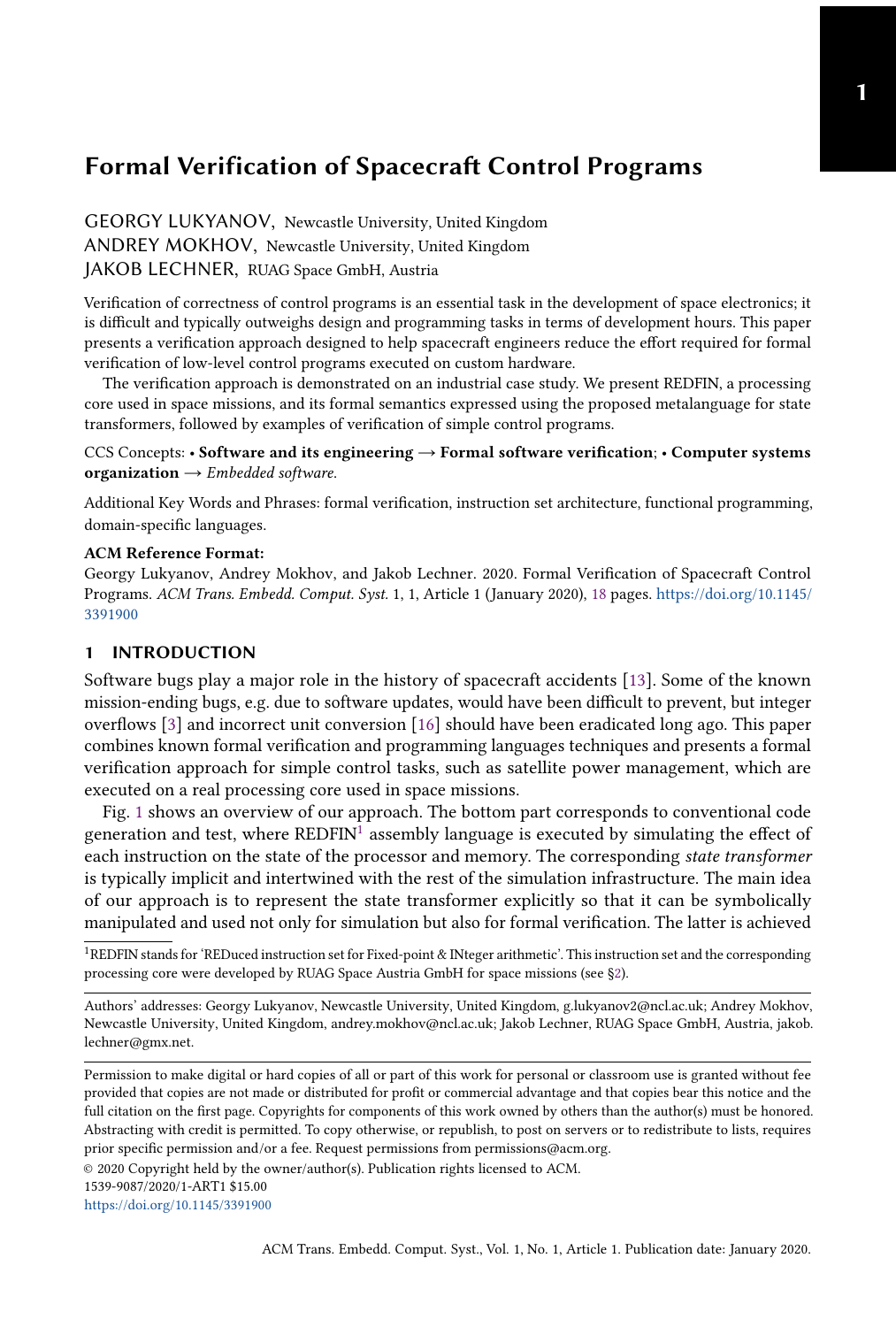# Formal Verification of Spacecraft Control Programs

GEORGY LUKYANOV, Newcastle University, United Kingdom
ANDREY MOKHOV, Newcastle University, United Kingdom
JAKOB LECHNER, RUAG Space GmbH, Austria

Verification of correctness of control programs is an essential task in the development of space electronics; it is difficult and typically outweighs design and programming tasks in terms of development hours. This paper presents a verification approach designed to help spacecraft engineers reduce the effort required for formal verification of low-level control programs executed on custom hardware.

The verification approach is demonstrated on an industrial case study. We present REDFIN, a processing core used in space missions, and its formal semantics expressed using the proposed metalanguage for state transformers, followed by examples of verification of simple control programs.

CCS Concepts: • **Software and its engineering** → **Formal software verification**; • **Computer systems organization** → *Embedded software*.

Additional Key Words and Phrases: formal verification, instruction set architecture, functional programming, domain-specific languages.

**ACM Reference Format:**
Georgy Lukyanov, Andrey Mokhov, and Jakob Lechner. 2020. Formal Verification of Spacecraft Control Programs. *ACM Trans. Embedd. Comput. Syst.* 1, 1, Article 1 (January 2020), 18 pages. https://doi.org/10.1145/3391900

## 1 INTRODUCTION

Software bugs play a major role in the history of spacecraft accidents [13]. Some of the known mission-ending bugs, e.g. due to software updates, would have been difficult to prevent, but integer overflows [3] and incorrect unit conversion [16] should have been eradicated long ago. This paper combines known formal verification and programming languages techniques and presents a formal verification approach for simple control tasks, such as satellite power management, which are executed on a real processing core used in space missions.

Fig. 1 shows an overview of our approach. The bottom part corresponds to conventional code generation and test, where REDFIN[1] assembly language is executed by simulating the effect of each instruction on the state of the processor and memory. The corresponding *state transformer* is typically implicit and intertwined with the rest of the simulation infrastructure. The main idea of our approach is to represent the state transformer explicitly so that it can be symbolically manipulated and used not only for simulation but also for formal verification. The latter is achieved

[1] REDFIN stands for 'REDuced instruction set for Fixed-point & INteger arithmetic'. This instruction set and the corresponding processing core were developed by RUAG Space Austria GmbH for space missions (see §2).

Authors' addresses: Georgy Lukyanov, Newcastle University, United Kingdom, g.lukyanov2@ncl.ac.uk; Andrey Mokhov, Newcastle University, United Kingdom, andrey.mokhov@ncl.ac.uk; Jakob Lechner, RUAG Space GmbH, Austria, jakob.lechner@gmx.net.

Permission to make digital or hard copies of all or part of this work for personal or classroom use is granted without fee provided that copies are not made or distributed for profit or commercial advantage and that copies bear this notice and the full citation on the first page. Copyrights for components of this work owned by others than the author(s) must be honored. Abstracting with credit is permitted. To copy otherwise, or republish, to post on servers or to redistribute to lists, requires prior specific permission and/or a fee. Request permissions from permissions@acm.org.
© 2020 Copyright held by the owner/author(s). Publication rights licensed to ACM.
1539-9087/2020/1-ART1 $15.00
https://doi.org/10.1145/3391900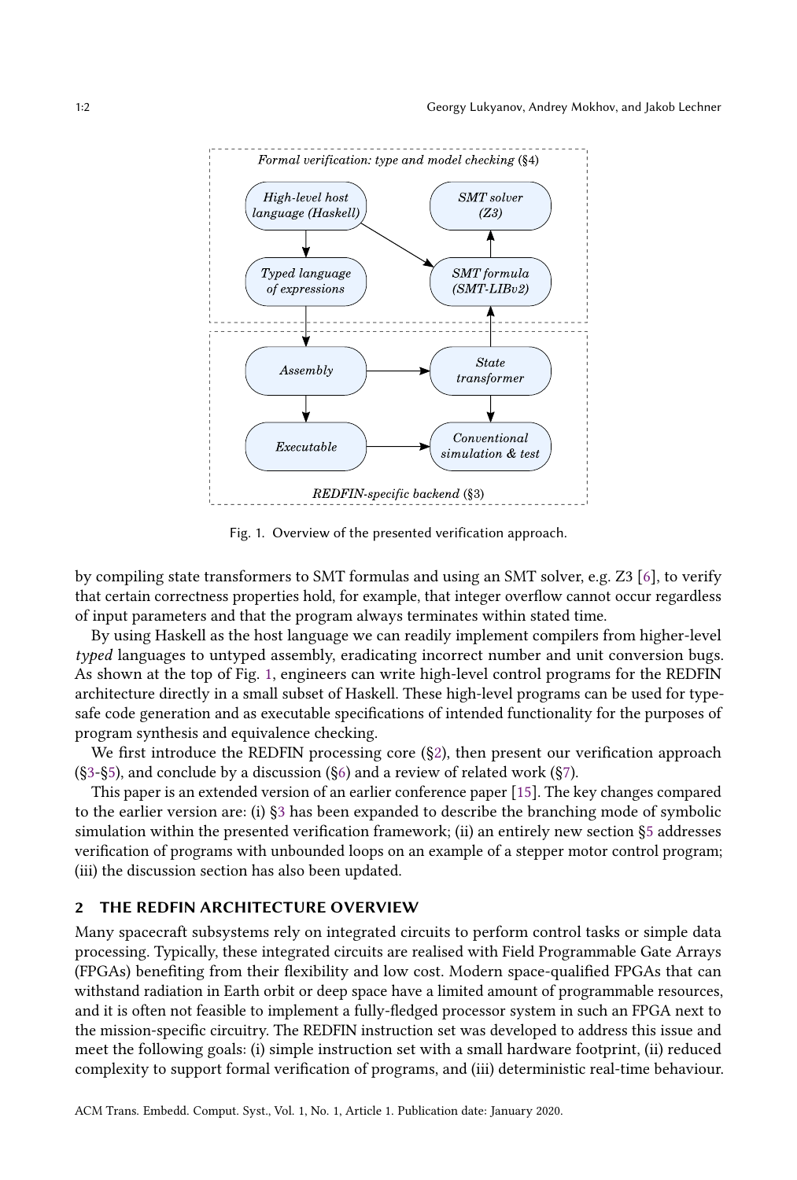Fig. 1. Overview of the presented verification approach.

by compiling state transformers to SMT formulas and using an SMT solver, e.g. Z3 [6], to verify that certain correctness properties hold, for example, that integer overflow cannot occur regardless of input parameters and that the program always terminates within stated time.

By using Haskell as the host language we can readily implement compilers from higher-level *typed* languages to untyped assembly, eradicating incorrect number and unit conversion bugs. As shown at the top of Fig. 1, engineers can write high-level control programs for the REDFIN architecture directly in a small subset of Haskell. These high-level programs can be used for type-safe code generation and as executable specifications of intended functionality for the purposes of program synthesis and equivalence checking.

We first introduce the REDFIN processing core (§2), then present our verification approach (§3-§5), and conclude by a discussion (§6) and a review of related work (§7).

This paper is an extended version of an earlier conference paper [15]. The key changes compared to the earlier version are: (i) §3 has been expanded to describe the branching mode of symbolic simulation within the presented verification framework; (ii) an entirely new section §5 addresses verification of programs with unbounded loops on an example of a stepper motor control program; (iii) the discussion section has also been updated.

## 2 THE REDFIN ARCHITECTURE OVERVIEW

Many spacecraft subsystems rely on integrated circuits to perform control tasks or simple data processing. Typically, these integrated circuits are realised with Field Programmable Gate Arrays (FPGAs) benefiting from their flexibility and low cost. Modern space-qualified FPGAs that can withstand radiation in Earth orbit or deep space have a limited amount of programmable resources, and it is often not feasible to implement a fully-fledged processor system in such an FPGA next to the mission-specific circuitry. The REDFIN instruction set was developed to address this issue and meet the following goals: (i) simple instruction set with a small hardware footprint, (ii) reduced complexity to support formal verification of programs, and (iii) deterministic real-time behaviour.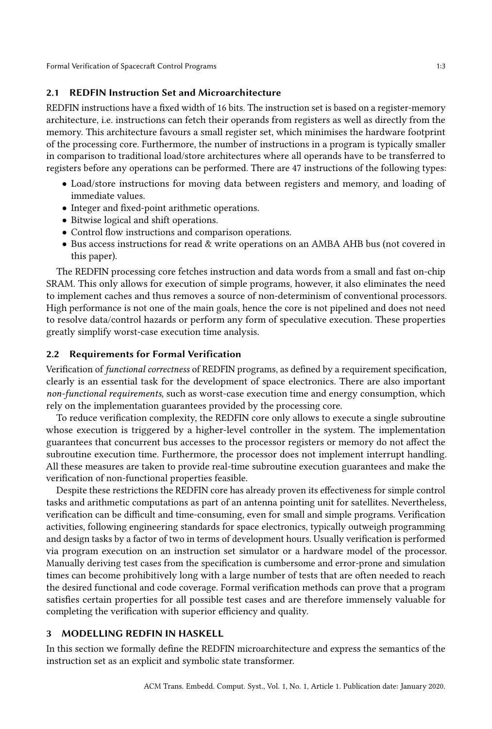## 2.1 REDFIN Instruction Set and Microarchitecture

REDFIN instructions have a fixed width of 16 bits. The instruction set is based on a register-memory architecture, i.e. instructions can fetch their operands from registers as well as directly from the memory. This architecture favours a small register set, which minimises the hardware footprint of the processing core. Furthermore, the number of instructions in a program is typically smaller in comparison to traditional load/store architectures where all operands have to be transferred to registers before any operations can be performed. There are 47 instructions of the following types:

- Load/store instructions for moving data between registers and memory, and loading of immediate values.
- Integer and fixed-point arithmetic operations.
- Bitwise logical and shift operations.
- Control flow instructions and comparison operations.
- Bus access instructions for read & write operations on an AMBA AHB bus (not covered in this paper).

The REDFIN processing core fetches instruction and data words from a small and fast on-chip SRAM. This only allows for execution of simple programs, however, it also eliminates the need to implement caches and thus removes a source of non-determinism of conventional processors. High performance is not one of the main goals, hence the core is not pipelined and does not need to resolve data/control hazards or perform any form of speculative execution. These properties greatly simplify worst-case execution time analysis.

## 2.2 Requirements for Formal Verification

Verification of *functional correctness* of REDFIN programs, as defined by a requirement specification, clearly is an essential task for the development of space electronics. There are also important *non-functional requirements*, such as worst-case execution time and energy consumption, which rely on the implementation guarantees provided by the processing core.

To reduce verification complexity, the REDFIN core only allows to execute a single subroutine whose execution is triggered by a higher-level controller in the system. The implementation guarantees that concurrent bus accesses to the processor registers or memory do not affect the subroutine execution time. Furthermore, the processor does not implement interrupt handling. All these measures are taken to provide real-time subroutine execution guarantees and make the verification of non-functional properties feasible.

Despite these restrictions the REDFIN core has already proven its effectiveness for simple control tasks and arithmetic computations as part of an antenna pointing unit for satellites. Nevertheless, verification can be difficult and time-consuming, even for small and simple programs. Verification activities, following engineering standards for space electronics, typically outweigh programming and design tasks by a factor of two in terms of development hours. Usually verification is performed via program execution on an instruction set simulator or a hardware model of the processor. Manually deriving test cases from the specification is cumbersome and error-prone and simulation times can become prohibitively long with a large number of tests that are often needed to reach the desired functional and code coverage. Formal verification methods can prove that a program satisfies certain properties for all possible test cases and are therefore immensely valuable for completing the verification with superior efficiency and quality.

# 3 MODELLING REDFIN IN HASKELL

In this section we formally define the REDFIN microarchitecture and express the semantics of the instruction set as an explicit and symbolic state transformer.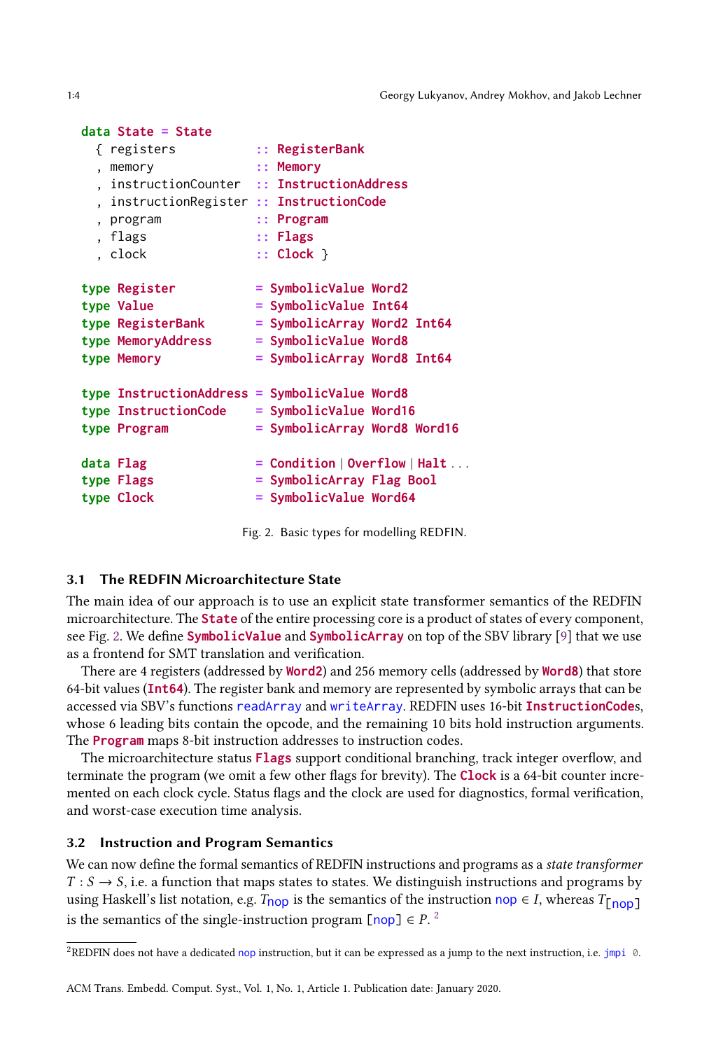```haskell
data State = State
  { registers           :: RegisterBank
  , memory              :: Memory
  , instructionCounter  :: InstructionAddress
  , instructionRegister :: InstructionCode
  , program             :: Program
  , flags               :: Flags
  , clock               :: Clock }

type Register           = SymbolicValue Word2
type Value              = SymbolicValue Int64
type RegisterBank       = SymbolicArray Word2 Int64
type MemoryAddress      = SymbolicValue Word8
type Memory             = SymbolicArray Word8 Int64

type InstructionAddress = SymbolicValue Word8
type InstructionCode    = SymbolicValue Word16
type Program            = SymbolicArray Word8 Word16

data Flag               = Condition | Overflow | Halt ...
type Flags              = SymbolicArray Flag Bool
type Clock              = SymbolicValue Word64
```

Fig. 2. Basic types for modelling REDFIN.

### 3.1 The REDFIN Microarchitecture State

The main idea of our approach is to use an explicit state transformer semantics of the REDFIN microarchitecture. The **State** of the entire processing core is a product of states of every component, see Fig. 2. We define **SymbolicValue** and **SymbolicArray** on top of the SBV library [9] that we use as a frontend for SMT translation and verification.

There are 4 registers (addressed by **Word2**) and 256 memory cells (addressed by **Word8**) that store 64-bit values (**Int64**). The register bank and memory are represented by symbolic arrays that can be accessed via SBV's functions `readArray` and `writeArray`. REDFIN uses 16-bit **InstructionCode**s, whose 6 leading bits contain the opcode, and the remaining 10 bits hold instruction arguments. The **Program** maps 8-bit instruction addresses to instruction codes.

The microarchitecture status **Flags** support conditional branching, track integer overflow, and terminate the program (we omit a few other flags for brevity). The **Clock** is a 64-bit counter incremented on each clock cycle. Status flags and the clock are used for diagnostics, formal verification, and worst-case execution time analysis.

### 3.2 Instruction and Program Semantics

We can now define the formal semantics of REDFIN instructions and programs as a *state transformer* $T : S \to S$, i.e. a function that maps states to states. We distinguish instructions and programs by using Haskell's list notation, e.g. $T_{\texttt{nop}}$ is the semantics of the instruction `nop` $\in I$, whereas $T_{[\texttt{nop}]}$ is the semantics of the single-instruction program `[nop]` $\in P$.[2]

[2]REDFIN does not have a dedicated `nop` instruction, but it can be expressed as a jump to the next instruction, i.e. `jmpi 0`.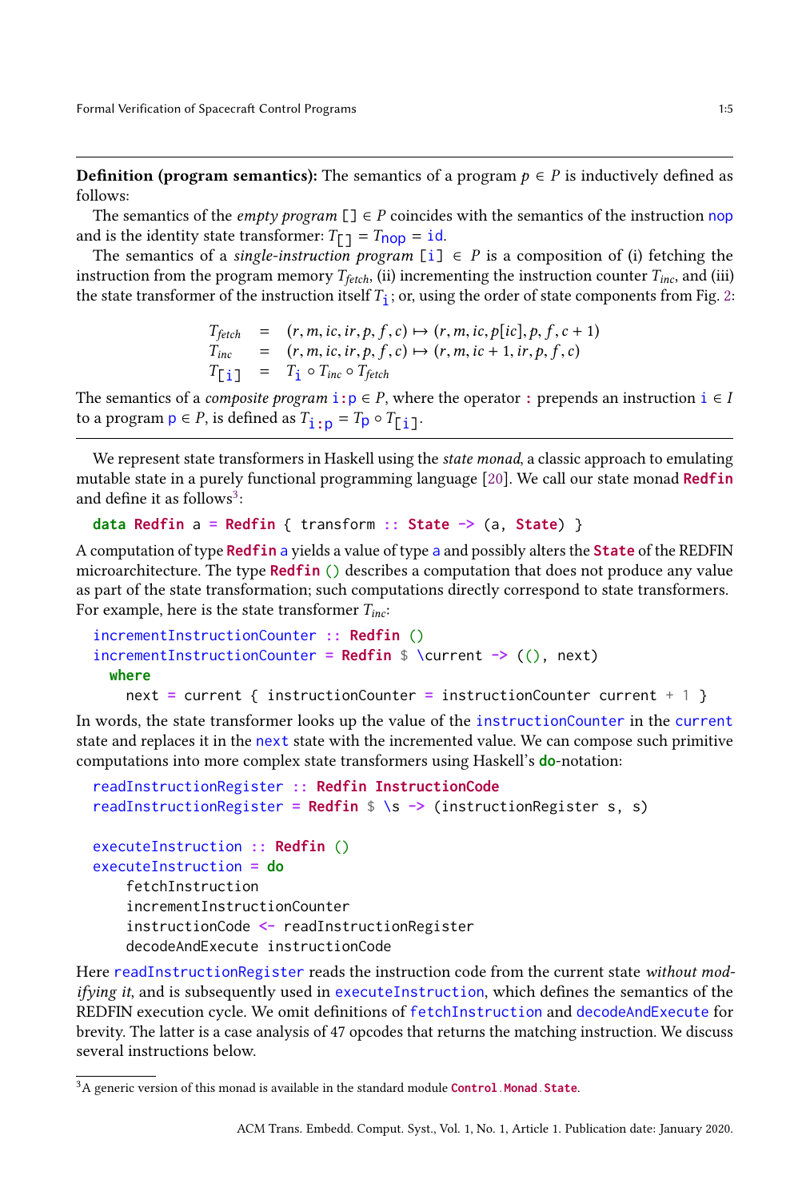**Definition (program semantics):** The semantics of a program $p \in P$ is inductively defined as follows:

The semantics of the *empty program* `[] ∈ P` coincides with the semantics of the instruction `nop` and is the identity state transformer: $T_{\texttt{[]}} = T_{\texttt{nop}} = \texttt{id}$.

The semantics of a *single-instruction program* `[i] ∈ P` is a composition of (i) fetching the instruction from the program memory $T_{fetch}$, (ii) incrementing the instruction counter $T_{inc}$, and (iii) the state transformer of the instruction itself $T_{\texttt{i}}$; or, using the order of state components from Fig. 2:

$$
\begin{aligned}
T_{fetch} &= (r, m, ic, ir, p, f, c) \mapsto (r, m, ic, p[ic], p, f, c+1) \\
T_{inc} &= (r, m, ic, ir, p, f, c) \mapsto (r, m, ic+1, ir, p, f, c) \\
T_{\texttt{[i]}} &= T_{\texttt{i}} \circ T_{inc} \circ T_{fetch}
\end{aligned}
$$

The semantics of a *composite program* `i:p` $\in P$, where the operator `:` prepends an instruction `i` $\in I$ to a program `p` $\in P$, is defined as $T_{\texttt{i:p}} = T_{\texttt{p}} \circ T_{\texttt{[i]}}$.

We represent state transformers in Haskell using the *state monad*, a classic approach to emulating mutable state in a purely functional programming language [20]. We call our state monad **Redfin** and define it as follows[3]:

```
data Redfin a = Redfin { transform :: State -> (a, State) }
```

A computation of type `Redfin a` yields a value of type `a` and possibly alters the `State` of the REDFIN microarchitecture. The type `Redfin ()` describes a computation that does not produce any value as part of the state transformation; such computations directly correspond to state transformers. For example, here is the state transformer $T_{inc}$:

```
incrementInstructionCounter :: Redfin ()
incrementInstructionCounter = Redfin $ \current -> ((), next)
  where
    next = current { instructionCounter = instructionCounter current + 1 }
```

In words, the state transformer looks up the value of the `instructionCounter` in the `current` state and replaces it in the `next` state with the incremented value. We can compose such primitive computations into more complex state transformers using Haskell's **do**-notation:

```
readInstructionRegister :: Redfin InstructionCode
readInstructionRegister = Redfin $ \s -> (instructionRegister s, s)

executeInstruction :: Redfin ()
executeInstruction = do
    fetchInstruction
    incrementInstructionCounter
    instructionCode <- readInstructionRegister
    decodeAndExecute instructionCode
```

Here `readInstructionRegister` reads the instruction code from the current state *without modifying it*, and is subsequently used in `executeInstruction`, which defines the semantics of the REDFIN execution cycle. We omit definitions of `fetchInstruction` and `decodeAndExecute` for brevity. The latter is a case analysis of 47 opcodes that returns the matching instruction. We discuss several instructions below.

[3] A generic version of this monad is available in the standard module `Control.Monad.State`.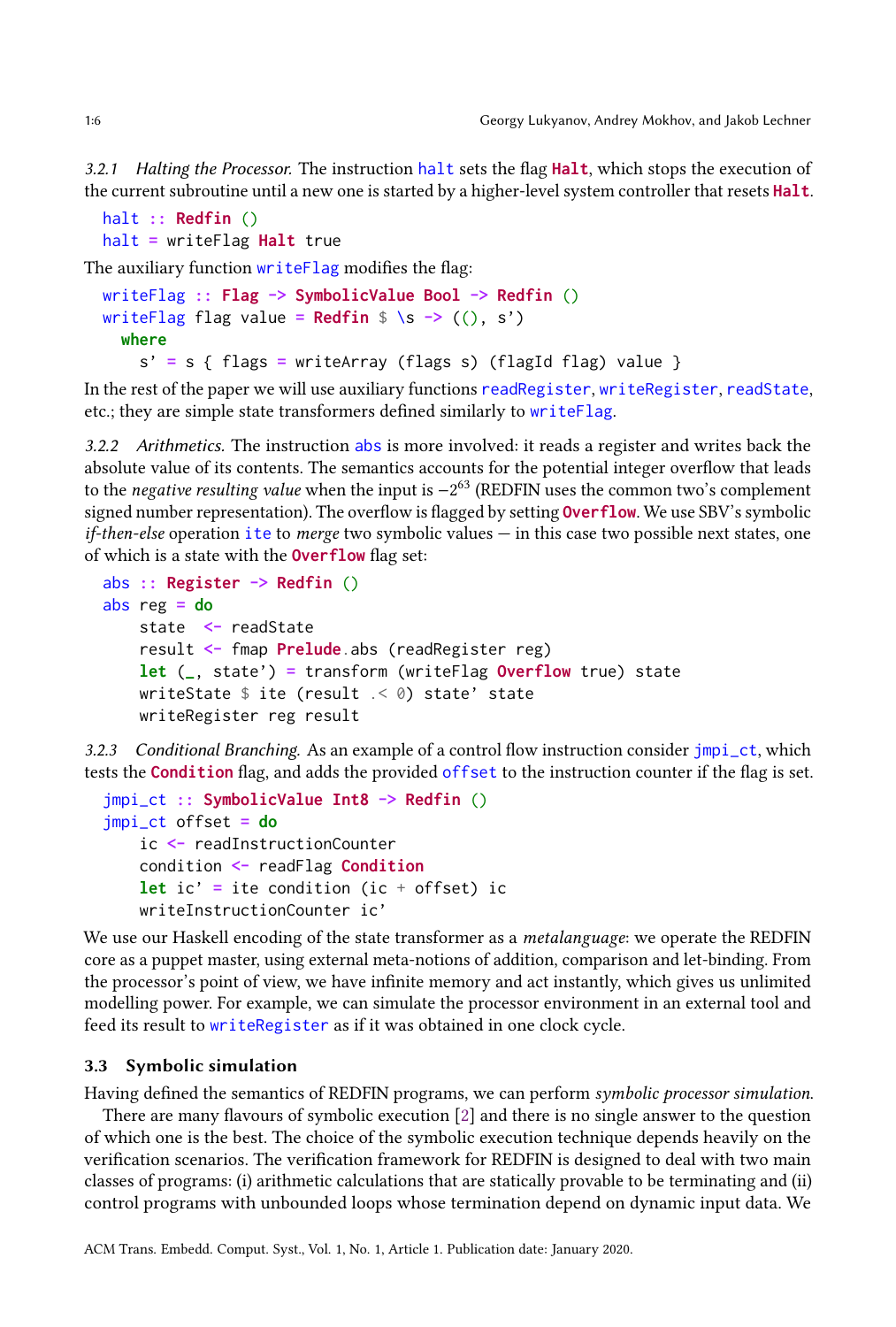#### 3.2.1 *Halting the Processor.*

The instruction `halt` sets the flag `Halt`, which stops the execution of the current subroutine until a new one is started by a higher-level system controller that resets `Halt`.

```
halt :: Redfin ()
halt = writeFlag Halt true
```

The auxiliary function `writeFlag` modifies the flag:

```
writeFlag :: Flag -> SymbolicValue Bool -> Redfin ()
writeFlag flag value = Redfin $ \s -> ((), s')
  where
    s' = s { flags = writeArray (flags s) (flagId flag) value }
```

In the rest of the paper we will use auxiliary functions `readRegister`, `writeRegister`, `readState`, etc.; they are simple state transformers defined similarly to `writeFlag`.

#### 3.2.2 *Arithmetics.*

The instruction `abs` is more involved: it reads a register and writes back the absolute value of its contents. The semantics accounts for the potential integer overflow that leads to the *negative resulting value* when the input is $-2^{63}$ (REDFIN uses the common two's complement signed number representation). The overflow is flagged by setting `Overflow`. We use SBV's symbolic *if-then-else* operation `ite` to *merge* two symbolic values — in this case two possible next states, one of which is a state with the `Overflow` flag set:

```
abs :: Register -> Redfin ()
abs reg = do
    state  <- readState
    result <- fmap Prelude.abs (readRegister reg)
    let (_, state') = transform (writeFlag Overflow true) state
    writeState $ ite (result .< 0) state' state
    writeRegister reg result
```

#### 3.2.3 *Conditional Branching.*

As an example of a control flow instruction consider `jmpi_ct`, which tests the `Condition` flag, and adds the provided `offset` to the instruction counter if the flag is set.

```
jmpi_ct :: SymbolicValue Int8 -> Redfin ()
jmpi_ct offset = do
    ic <- readInstructionCounter
    condition <- readFlag Condition
    let ic' = ite condition (ic + offset) ic
    writeInstructionCounter ic'
```

We use our Haskell encoding of the state transformer as a *metalanguage*: we operate the REDFIN core as a puppet master, using external meta-notions of addition, comparison and let-binding. From the processor's point of view, we have infinite memory and act instantly, which gives us unlimited modelling power. For example, we can simulate the processor environment in an external tool and feed its result to `writeRegister` as if it was obtained in one clock cycle.

### 3.3 Symbolic simulation

Having defined the semantics of REDFIN programs, we can perform *symbolic processor simulation*.

There are many flavours of symbolic execution [2] and there is no single answer to the question of which one is the best. The choice of the symbolic execution technique depends heavily on the verification scenarios. The verification framework for REDFIN is designed to deal with two main classes of programs: (i) arithmetic calculations that are statically provable to be terminating and (ii) control programs with unbounded loops whose termination depend on dynamic input data. We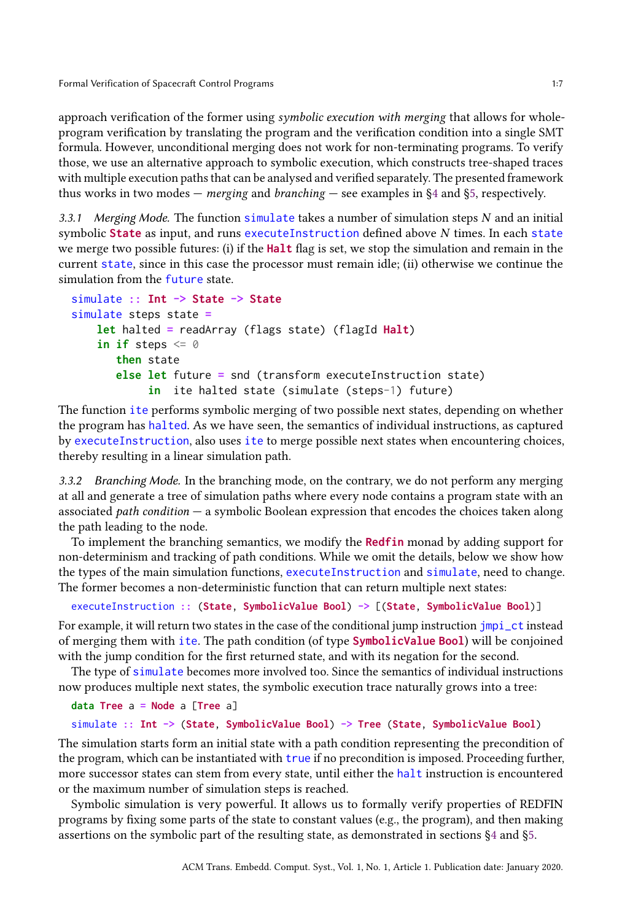approach verification of the former using *symbolic execution with merging* that allows for whole-program verification by translating the program and the verification condition into a single SMT formula. However, unconditional merging does not work for non-terminating programs. To verify those, we use an alternative approach to symbolic execution, which constructs tree-shaped traces with multiple execution paths that can be analysed and verified separately. The presented framework thus works in two modes — *merging* and *branching* — see examples in §4 and §5, respectively.

*3.3.1 Merging Mode.* The function `simulate` takes a number of simulation steps $N$ and an initial symbolic `State` as input, and runs `executeInstruction` defined above $N$ times. In each `state` we merge two possible futures: (i) if the `Halt` flag is set, we stop the simulation and remain in the current `state`, since in this case the processor must remain idle; (ii) otherwise we continue the simulation from the `future` state.

```
simulate :: Int -> State -> State
simulate steps state =
    let halted = readArray (flags state) (flagId Halt)
    in if steps <= 0
       then state
       else let future = snd (transform executeInstruction state)
            in  ite halted state (simulate (steps-1) future)
```

The function `ite` performs symbolic merging of two possible next states, depending on whether the program has `halted`. As we have seen, the semantics of individual instructions, as captured by `executeInstruction`, also uses `ite` to merge possible next states when encountering choices, thereby resulting in a linear simulation path.

*3.3.2 Branching Mode.* In the branching mode, on the contrary, we do not perform any merging at all and generate a tree of simulation paths where every node contains a program state with an associated *path condition* — a symbolic Boolean expression that encodes the choices taken along the path leading to the node.

To implement the branching semantics, we modify the `Redfin` monad by adding support for non-determinism and tracking of path conditions. While we omit the details, below we show how the types of the main simulation functions, `executeInstruction` and `simulate`, need to change. The former becomes a non-deterministic function that can return multiple next states:

```
executeInstruction :: (State, SymbolicValue Bool) -> [(State, SymbolicValue Bool)]
```

For example, it will return two states in the case of the conditional jump instruction `jmpi_ct` instead of merging them with `ite`. The path condition (of type `SymbolicValue Bool`) will be conjoined with the jump condition for the first returned state, and with its negation for the second.

The type of `simulate` becomes more involved too. Since the semantics of individual instructions now produces multiple next states, the symbolic execution trace naturally grows into a tree:

```
data Tree a = Node a [Tree a]
simulate :: Int -> (State, SymbolicValue Bool) -> Tree (State, SymbolicValue Bool)
```

The simulation starts form an initial state with a path condition representing the precondition of the program, which can be instantiated with `true` if no precondition is imposed. Proceeding further, more successor states can stem from every state, until either the `halt` instruction is encountered or the maximum number of simulation steps is reached.

Symbolic simulation is very powerful. It allows us to formally verify properties of REDFIN programs by fixing some parts of the state to constant values (e.g., the program), and then making assertions on the symbolic part of the resulting state, as demonstrated in sections §4 and §5.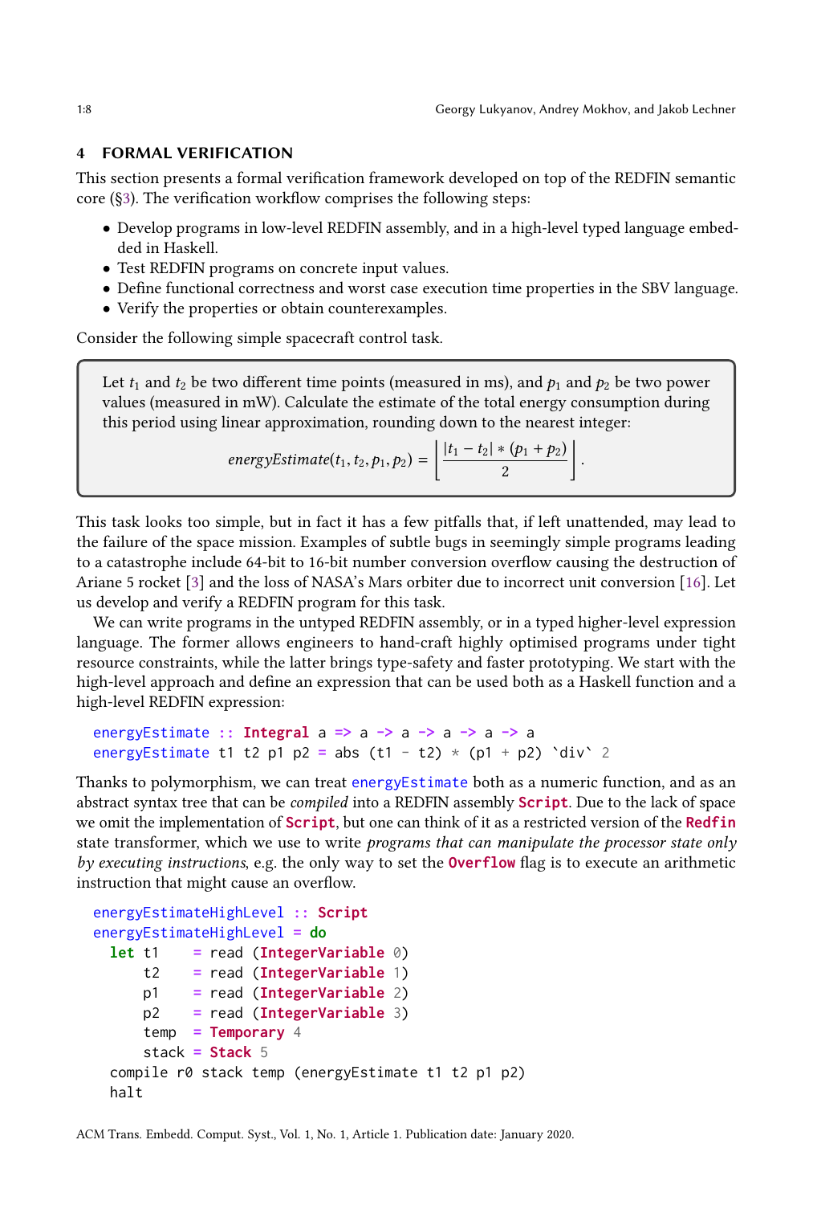## 4 FORMAL VERIFICATION

This section presents a formal verification framework developed on top of the REDFIN semantic core (§3). The verification workflow comprises the following steps:

- Develop programs in low-level REDFIN assembly, and in a high-level typed language embedded in Haskell.
- Test REDFIN programs on concrete input values.
- Define functional correctness and worst case execution time properties in the SBV language.
- Verify the properties or obtain counterexamples.

Consider the following simple spacecraft control task.

> Let $t_1$ and $t_2$ be two different time points (measured in ms), and $p_1$ and $p_2$ be two power values (measured in mW). Calculate the estimate of the total energy consumption during this period using linear approximation, rounding down to the nearest integer:
>
> $$energyEstimate(t_1, t_2, p_1, p_2) = \left\lfloor \frac{|t_1 - t_2| * (p_1 + p_2)}{2} \right\rfloor.$$

This task looks too simple, but in fact it has a few pitfalls that, if left unattended, may lead to the failure of the space mission. Examples of subtle bugs in seemingly simple programs leading to a catastrophe include 64-bit to 16-bit number conversion overflow causing the destruction of Ariane 5 rocket [3] and the loss of NASA's Mars orbiter due to incorrect unit conversion [16]. Let us develop and verify a REDFIN program for this task.

We can write programs in the untyped REDFIN assembly, or in a typed higher-level expression language. The former allows engineers to hand-craft highly optimised programs under tight resource constraints, while the latter brings type-safety and faster prototyping. We start with the high-level approach and define an expression that can be used both as a Haskell function and a high-level REDFIN expression:

```
energyEstimate :: Integral a => a -> a -> a -> a -> a
energyEstimate t1 t2 p1 p2 = abs (t1 - t2) * (p1 + p2) `div` 2
```

Thanks to polymorphism, we can treat `energyEstimate` both as a numeric function, and as an abstract syntax tree that can be *compiled* into a REDFIN assembly `Script`. Due to the lack of space we omit the implementation of `Script`, but one can think of it as a restricted version of the `Redfin` state transformer, which we use to write *programs that can manipulate the processor state only by executing instructions*, e.g. the only way to set the `Overflow` flag is to execute an arithmetic instruction that might cause an overflow.

```
energyEstimateHighLevel :: Script
energyEstimateHighLevel = do
  let t1    = read (IntegerVariable 0)
      t2    = read (IntegerVariable 1)
      p1    = read (IntegerVariable 2)
      p2    = read (IntegerVariable 3)
      temp  = Temporary 4
      stack = Stack 5
  compile r0 stack temp (energyEstimate t1 t2 p1 p2)
  halt
```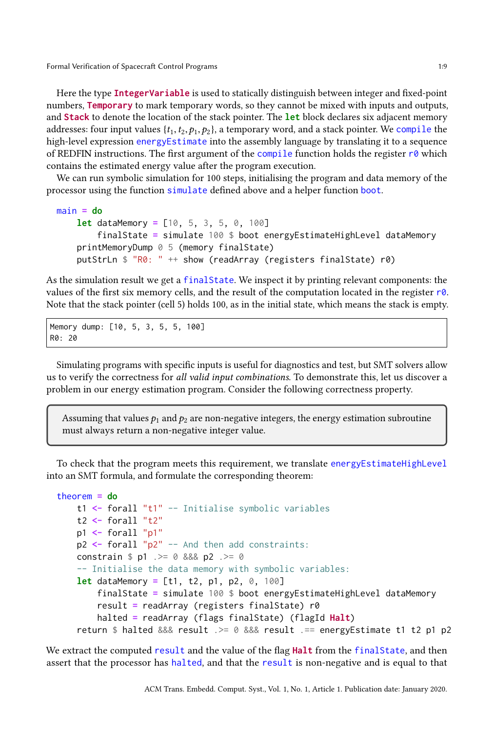Here the type **IntegerVariable** is used to statically distinguish between integer and fixed-point numbers, **Temporary** to mark temporary words, so they cannot be mixed with inputs and outputs, and **Stack** to denote the location of the stack pointer. The **let** block declares six adjacent memory addresses: four input values $\{t_1, t_2, p_1, p_2\}$, a temporary word, and a stack pointer. We `compile` the high-level expression `energyEstimate` into the assembly language by translating it to a sequence of REDFIN instructions. The first argument of the `compile` function holds the register `r0` which contains the estimated energy value after the program execution.

We can run symbolic simulation for 100 steps, initialising the program and data memory of the processor using the function `simulate` defined above and a helper function `boot`.

```
main = do
    let dataMemory = [10, 5, 3, 5, 0, 100]
        finalState = simulate 100 $ boot energyEstimateHighLevel dataMemory
    printMemoryDump 0 5 (memory finalState)
    putStrLn $ "R0: " ++ show (readArray (registers finalState) r0)
```

As the simulation result we get a `finalState`. We inspect it by printing relevant components: the values of the first six memory cells, and the result of the computation located in the register `r0`. Note that the stack pointer (cell 5) holds 100, as in the initial state, which means the stack is empty.

```
Memory dump: [10, 5, 3, 5, 5, 100]
R0: 20
```

Simulating programs with specific inputs is useful for diagnostics and test, but SMT solvers allow us to verify the correctness for *all valid input combinations*. To demonstrate this, let us discover a problem in our energy estimation program. Consider the following correctness property.

> Assuming that values $p_1$ and $p_2$ are non-negative integers, the energy estimation subroutine must always return a non-negative integer value.

To check that the program meets this requirement, we translate `energyEstimateHighLevel` into an SMT formula, and formulate the corresponding theorem:

```
theorem = do
    t1 <- forall "t1" -- Initialise symbolic variables
    t2 <- forall "t2"
    p1 <- forall "p1"
    p2 <- forall "p2" -- And then add constraints:
    constrain $ p1 .>= 0 &&& p2 .>= 0
    -- Initialise the data memory with symbolic variables:
    let dataMemory = [t1, t2, p1, p2, 0, 100]
        finalState = simulate 100 $ boot energyEstimateHighLevel dataMemory
        result = readArray (registers finalState) r0
        halted = readArray (flags finalState) (flagId Halt)
    return $ halted &&& result .>= 0 &&& result .== energyEstimate t1 t2 p1 p2
```

We extract the computed `result` and the value of the flag **Halt** from the `finalState`, and then assert that the processor has `halted`, and that the `result` is non-negative and is equal to that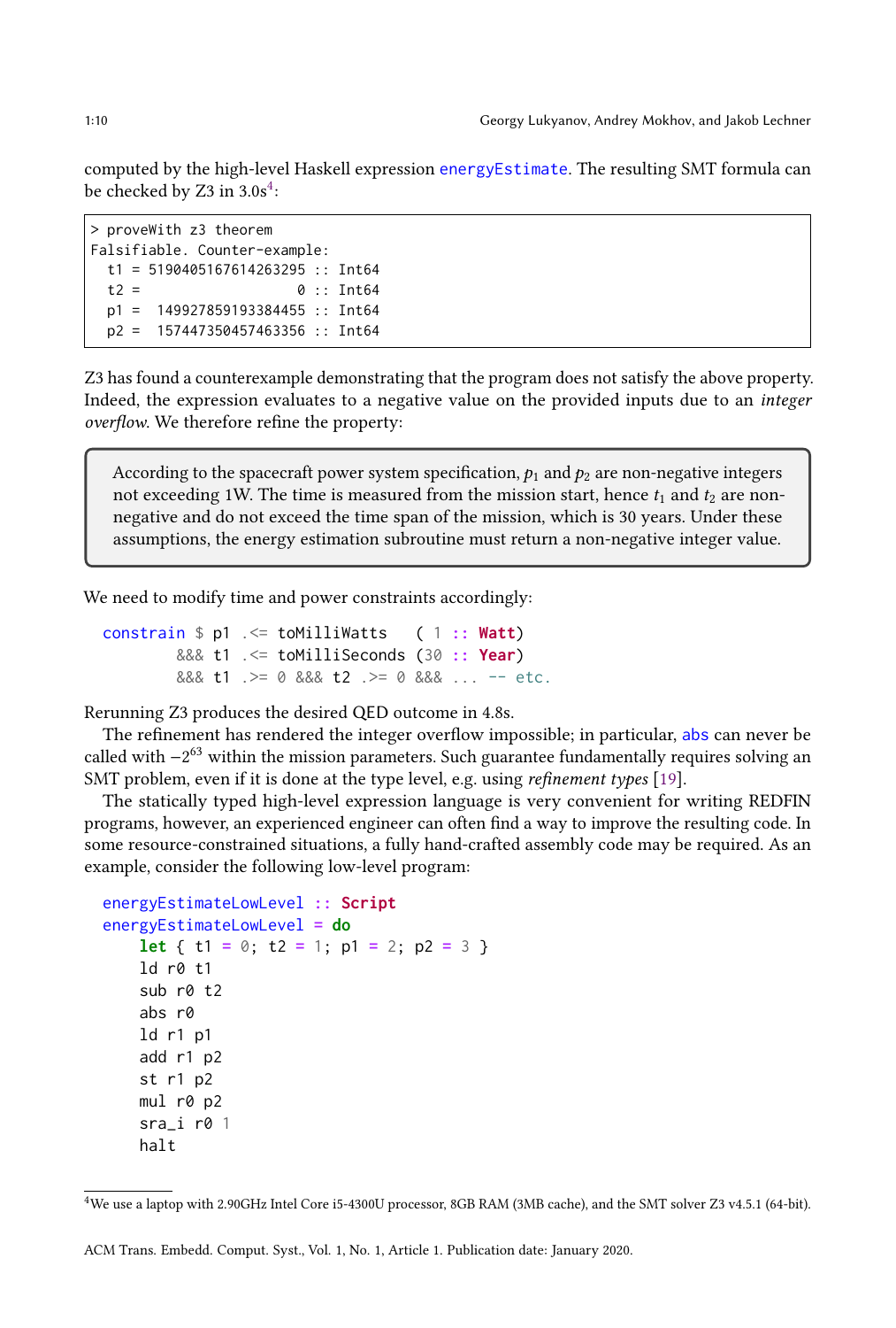computed by the high-level Haskell expression energyEstimate. The resulting SMT formula can be checked by Z3 in 3.0s[4]:

```
> proveWith z3 theorem
Falsifiable. Counter-example:
  t1 = 5190405167614263295 :: Int64
  t2 =                   0 :: Int64
  p1 =  1499278591933844455 :: Int64
  p2 =  1574473504574633356 :: Int64
```

Z3 has found a counterexample demonstrating that the program does not satisfy the above property. Indeed, the expression evaluates to a negative value on the provided inputs due to an *integer overflow*. We therefore refine the property:

> According to the spacecraft power system specification, $p_1$ and $p_2$ are non-negative integers not exceeding 1W. The time is measured from the mission start, hence $t_1$ and $t_2$ are non-negative and do not exceed the time span of the mission, which is 30 years. Under these assumptions, the energy estimation subroutine must return a non-negative integer value.

We need to modify time and power constraints accordingly:

```
constrain $ p1 .<= toMilliWatts   ( 1 :: Watt)
        &&& t1 .<= toMilliSeconds (30 :: Year)
        &&& t1 .>= 0 &&& t2 .>= 0 &&& ... -- etc.
```

Rerunning Z3 produces the desired QED outcome in 4.8s.

The refinement has rendered the integer overflow impossible; in particular, abs can never be called with $-2^{63}$ within the mission parameters. Such guarantee fundamentally requires solving an SMT problem, even if it is done at the type level, e.g. using *refinement types* [19].

The statically typed high-level expression language is very convenient for writing REDFIN programs, however, an experienced engineer can often find a way to improve the resulting code. In some resource-constrained situations, a fully hand-crafted assembly code may be required. As an example, consider the following low-level program:

```
energyEstimateLowLevel :: Script
energyEstimateLowLevel = do
    let { t1 = 0; t2 = 1; p1 = 2; p2 = 3 }
    ld r0 t1
    sub r0 t2
    abs r0
    ld r1 p1
    add r1 p2
    st r1 p2
    mul r0 p2
    sra_i r0 1
    halt
```

[4]We use a laptop with 2.90GHz Intel Core i5-4300U processor, 8GB RAM (3MB cache), and the SMT solver Z3 v4.5.1 (64-bit).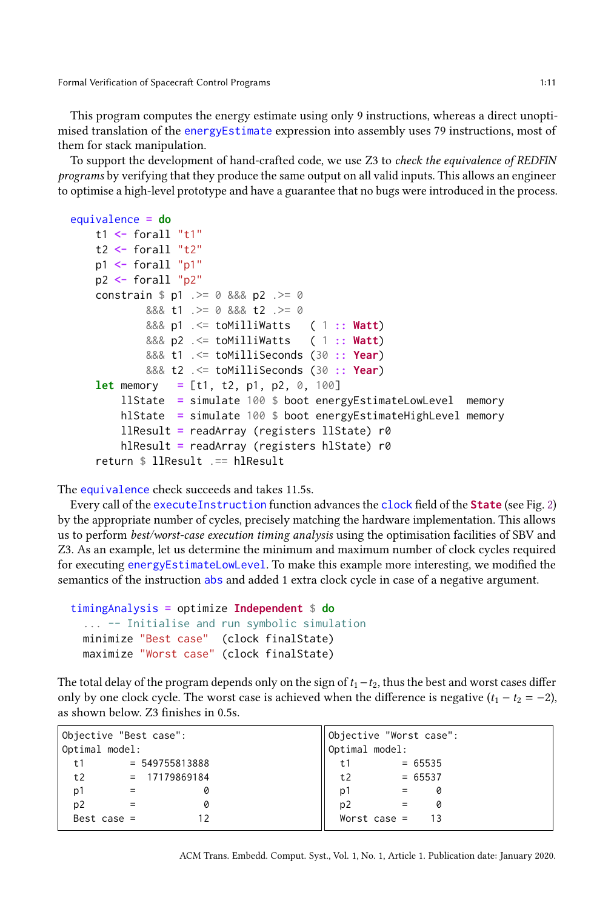This program computes the energy estimate using only 9 instructions, whereas a direct unoptimised translation of the `energyEstimate` expression into assembly uses 79 instructions, most of them for stack manipulation.

To support the development of hand-crafted code, we use Z3 to *check the equivalence of REDFIN programs* by verifying that they produce the same output on all valid inputs. This allows an engineer to optimise a high-level prototype and have a guarantee that no bugs were introduced in the process.

```
equivalence = do
    t1 <- forall "t1"
    t2 <- forall "t2"
    p1 <- forall "p1"
    p2 <- forall "p2"
    constrain $ p1 .>= 0 &&& p2 .>= 0
            &&& t1 .>= 0 &&& t2 .>= 0
            &&& p1 .<= toMilliWatts   ( 1 :: Watt)
            &&& p2 .<= toMilliWatts   ( 1 :: Watt)
            &&& t1 .<= toMilliSeconds (30 :: Year)
            &&& t2 .<= toMilliSeconds (30 :: Year)
    let memory   = [t1, t2, p1, p2, 0, 100]
        llState  = simulate 100 $ boot energyEstimateLowLevel  memory
        hlState  = simulate 100 $ boot energyEstimateHighLevel memory
        llResult = readArray (registers llState) r0
        hlResult = readArray (registers hlState) r0
    return $ llResult .== hlResult
```

The `equivalence` check succeeds and takes 11.5s.

Every call of the `executeInstruction` function advances the `clock` field of the **`State`** (see Fig. 2) by the appropriate number of cycles, precisely matching the hardware implementation. This allows us to perform *best/worst-case execution timing analysis* using the optimisation facilities of SBV and Z3. As an example, let us determine the minimum and maximum number of clock cycles required for executing `energyEstimateLowLevel`. To make this example more interesting, we modified the semantics of the instruction `abs` and added 1 extra clock cycle in case of a negative argument.

```
timingAnalysis = optimize Independent $ do
  ... -- Initialise and run symbolic simulation
  minimize "Best case"  (clock finalState)
  maximize "Worst case" (clock finalState)
```

The total delay of the program depends only on the sign of $t_1 - t_2$, thus the best and worst cases differ only by one clock cycle. The worst case is achieved when the difference is negative ($t_1 - t_2 = -2$), as shown below. Z3 finishes in 0.5s.

```
Objective "Best case":
Optimal model:
  t1        = 549755813888
  t2        =  17179869184
  p1        =            0
  p2        =            0
  Best case =           12
```

```
Objective "Worst case":
Optimal model:
  t1         = 65535
  t2         = 65537
  p1         =     0
  p2         =     0
  Worst case =    13
```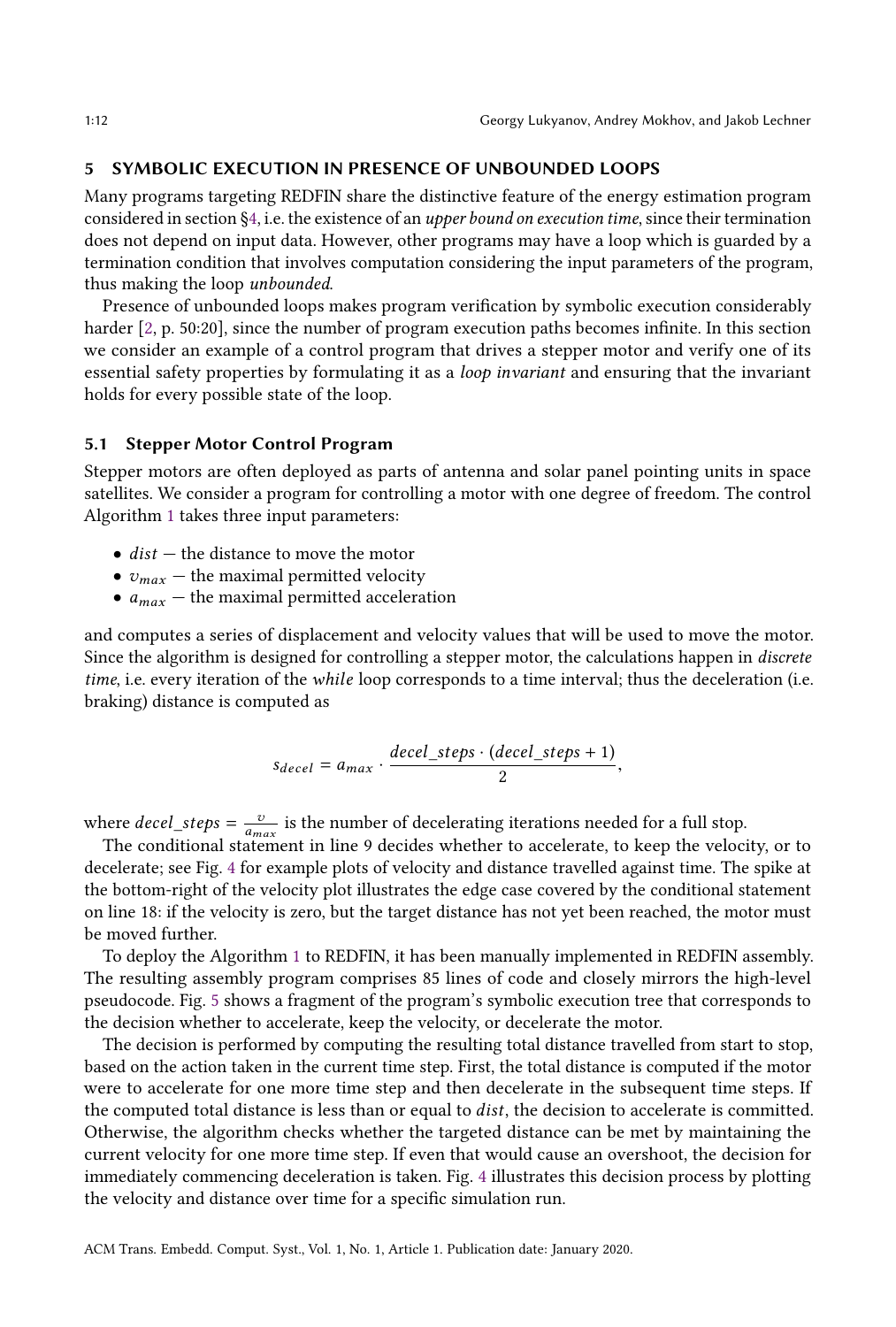## 5 SYMBOLIC EXECUTION IN PRESENCE OF UNBOUNDED LOOPS

Many programs targeting REDFIN share the distinctive feature of the energy estimation program considered in section §4, i.e. the existence of an *upper bound on execution time*, since their termination does not depend on input data. However, other programs may have a loop which is guarded by a termination condition that involves computation considering the input parameters of the program, thus making the loop *unbounded*.

Presence of unbounded loops makes program verification by symbolic execution considerably harder [2, p. 50:20], since the number of program execution paths becomes infinite. In this section we consider an example of a control program that drives a stepper motor and verify one of its essential safety properties by formulating it as a *loop invariant* and ensuring that the invariant holds for every possible state of the loop.

### 5.1 Stepper Motor Control Program

Stepper motors are often deployed as parts of antenna and solar panel pointing units in space satellites. We consider a program for controlling a motor with one degree of freedom. The control Algorithm 1 takes three input parameters:

- $dist$ — the distance to move the motor
- $v_{max}$ — the maximal permitted velocity
- $a_{max}$ — the maximal permitted acceleration

and computes a series of displacement and velocity values that will be used to move the motor. Since the algorithm is designed for controlling a stepper motor, the calculations happen in *discrete time*, i.e. every iteration of the *while* loop corresponds to a time interval; thus the deceleration (i.e. braking) distance is computed as

$$s_{decel} = a_{max} \cdot \frac{decel\_steps \cdot (decel\_steps + 1)}{2},$$

where $decel\_steps = \frac{v}{a_{max}}$ is the number of decelerating iterations needed for a full stop.

The conditional statement in line 9 decides whether to accelerate, to keep the velocity, or to decelerate; see Fig. 4 for example plots of velocity and distance travelled against time. The spike at the bottom-right of the velocity plot illustrates the edge case covered by the conditional statement on line 18: if the velocity is zero, but the target distance has not yet been reached, the motor must be moved further.

To deploy the Algorithm 1 to REDFIN, it has been manually implemented in REDFIN assembly. The resulting assembly program comprises 85 lines of code and closely mirrors the high-level pseudocode. Fig. 5 shows a fragment of the program's symbolic execution tree that corresponds to the decision whether to accelerate, keep the velocity, or decelerate the motor.

The decision is performed by computing the resulting total distance travelled from start to stop, based on the action taken in the current time step. First, the total distance is computed if the motor were to accelerate for one more time step and then decelerate in the subsequent time steps. If the computed total distance is less than or equal to $dist$, the decision to accelerate is committed. Otherwise, the algorithm checks whether the targeted distance can be met by maintaining the current velocity for one more time step. If even that would cause an overshoot, the decision for immediately commencing deceleration is taken. Fig. 4 illustrates this decision process by plotting the velocity and distance over time for a specific simulation run.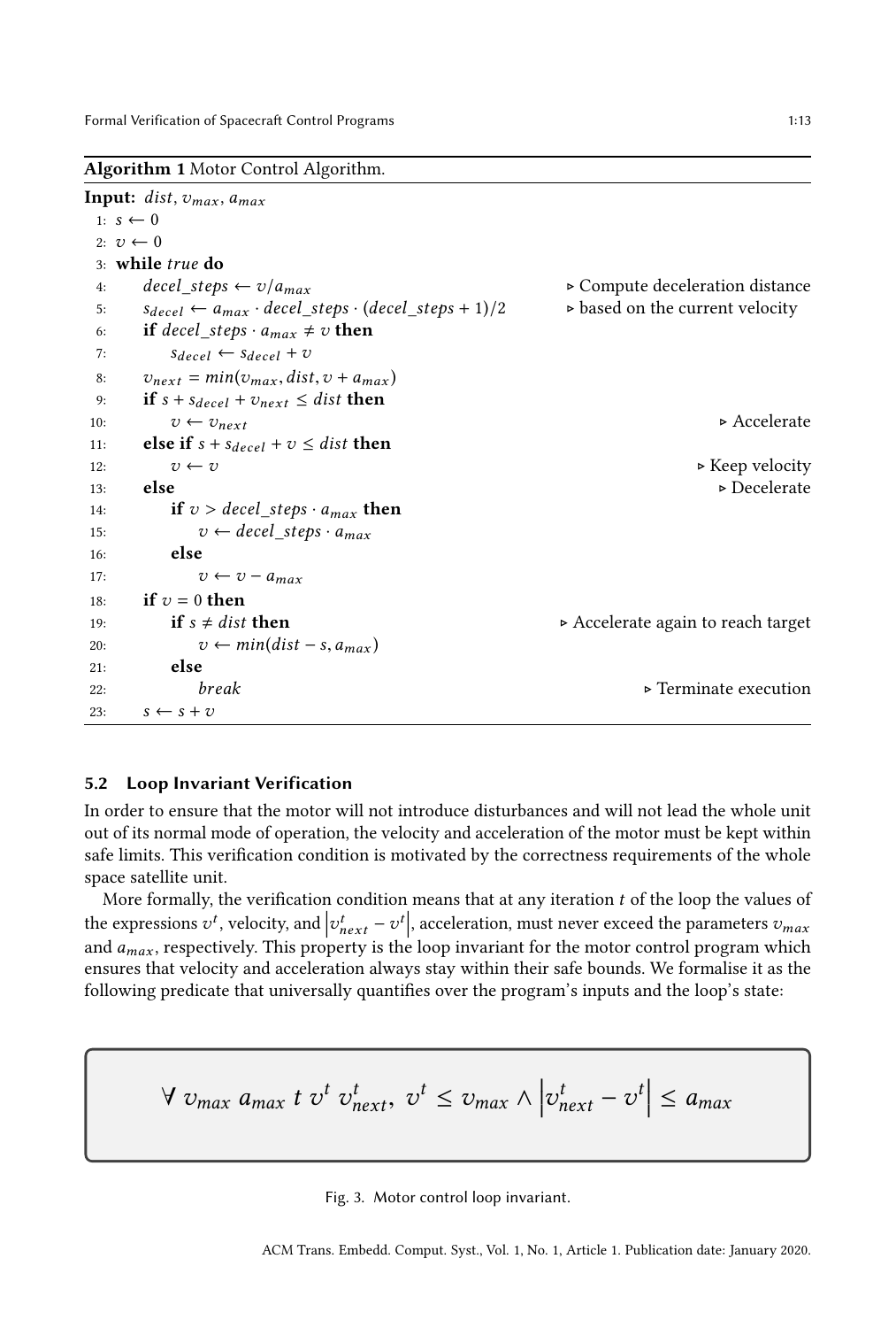**Algorithm 1** Motor Control Algorithm.

**Input:** $dist$, $v_{max}$, $a_{max}$

```
 1: s ← 0
 2: v ← 0
 3: while true do
 4:     decel_steps ← v/a_max                                ▷ Compute deceleration distance
 5:     s_decel ← a_max · decel_steps · (decel_steps + 1)/2  ▷ based on the current velocity
 6:     if decel_steps · a_max ≠ v then
 7:         s_decel ← s_decel + v
 8:     v_next = min(v_max, dist, v + a_max)
 9:     if s + s_decel + v_next ≤ dist then
10:         v ← v_next                                       ▷ Accelerate
11:     else if s + s_decel + v ≤ dist then
12:         v ← v                                            ▷ Keep velocity
13:     else                                                 ▷ Decelerate
14:         if v > decel_steps · a_max then
15:             v ← decel_steps · a_max
16:         else
17:             v ← v − a_max
18:     if v = 0 then
19:         if s ≠ dist then                                 ▷ Accelerate again to reach target
20:             v ← min(dist − s, a_max)
21:         else
22:             break                                        ▷ Terminate execution
23:     s ← s + v
```

### 5.2 Loop Invariant Verification

In order to ensure that the motor will not introduce disturbances and will not lead the whole unit out of its normal mode of operation, the velocity and acceleration of the motor must be kept within safe limits. This verification condition is motivated by the correctness requirements of the whole space satellite unit.

More formally, the verification condition means that at any iteration $t$ of the loop the values of the expressions $v^t$, velocity, and $\left|v^t_{next} - v^t\right|$, acceleration, must never exceed the parameters $v_{max}$ and $a_{max}$, respectively. This property is the loop invariant for the motor control program which ensures that velocity and acceleration always stay within their safe bounds. We formalise it as the following predicate that universally quantifies over the program's inputs and the loop's state:

$$\forall\ v_{max}\ a_{max}\ t\ v^t\ v^t_{next},\ v^t \leq v_{max} \wedge \left|v^t_{next} - v^t\right| \leq a_{max}$$

Fig. 3. Motor control loop invariant.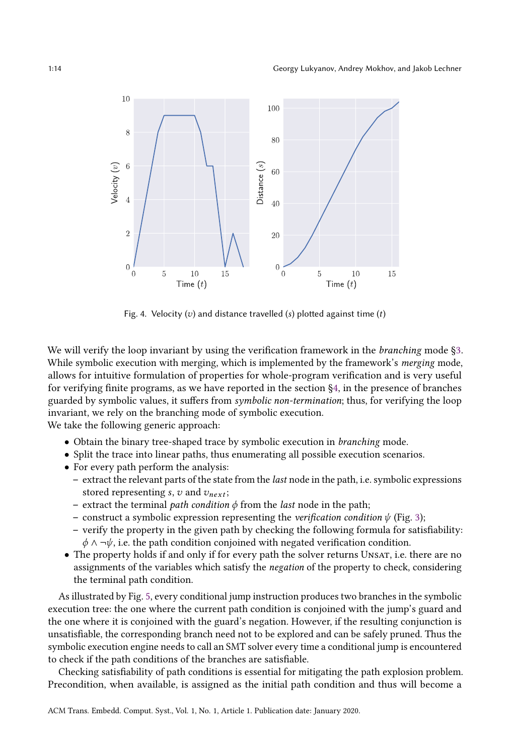Fig. 4. Velocity ($v$) and distance travelled ($s$) plotted against time ($t$)

We will verify the loop invariant by using the verification framework in the *branching* mode §3. While symbolic execution with merging, which is implemented by the framework's *merging* mode, allows for intuitive formulation of properties for whole-program verification and is very useful for verifying finite programs, as we have reported in the section §4, in the presence of branches guarded by symbolic values, it suffers from *symbolic non-termination*; thus, for verifying the loop invariant, we rely on the branching mode of symbolic execution.

We take the following generic approach:

- Obtain the binary tree-shaped trace by symbolic execution in *branching* mode.
- Split the trace into linear paths, thus enumerating all possible execution scenarios.
- For every path perform the analysis:
  - extract the relevant parts of the state from the *last* node in the path, i.e. symbolic expressions stored representing $s$, $v$ and $v_{next}$;
  - extract the terminal *path condition* $\phi$ from the *last* node in the path;
  - construct a symbolic expression representing the *verification condition* $\psi$ (Fig. 3);
  - verify the property in the given path by checking the following formula for satisfiability: $\phi \land \neg\psi$, i.e. the path condition conjoined with negated verification condition.
- The property holds if and only if for every path the solver returns Unsat, i.e. there are no assignments of the variables which satisfy the *negation* of the property to check, considering the terminal path condition.

As illustrated by Fig. 5, every conditional jump instruction produces two branches in the symbolic execution tree: the one where the current path condition is conjoined with the jump's guard and the one where it is conjoined with the guard's negation. However, if the resulting conjunction is unsatisfiable, the corresponding branch need not to be explored and can be safely pruned. Thus the symbolic execution engine needs to call an SMT solver every time a conditional jump is encountered to check if the path conditions of the branches are satisfiable.

Checking satisfiability of path conditions is essential for mitigating the path explosion problem. Precondition, when available, is assigned as the initial path condition and thus will become a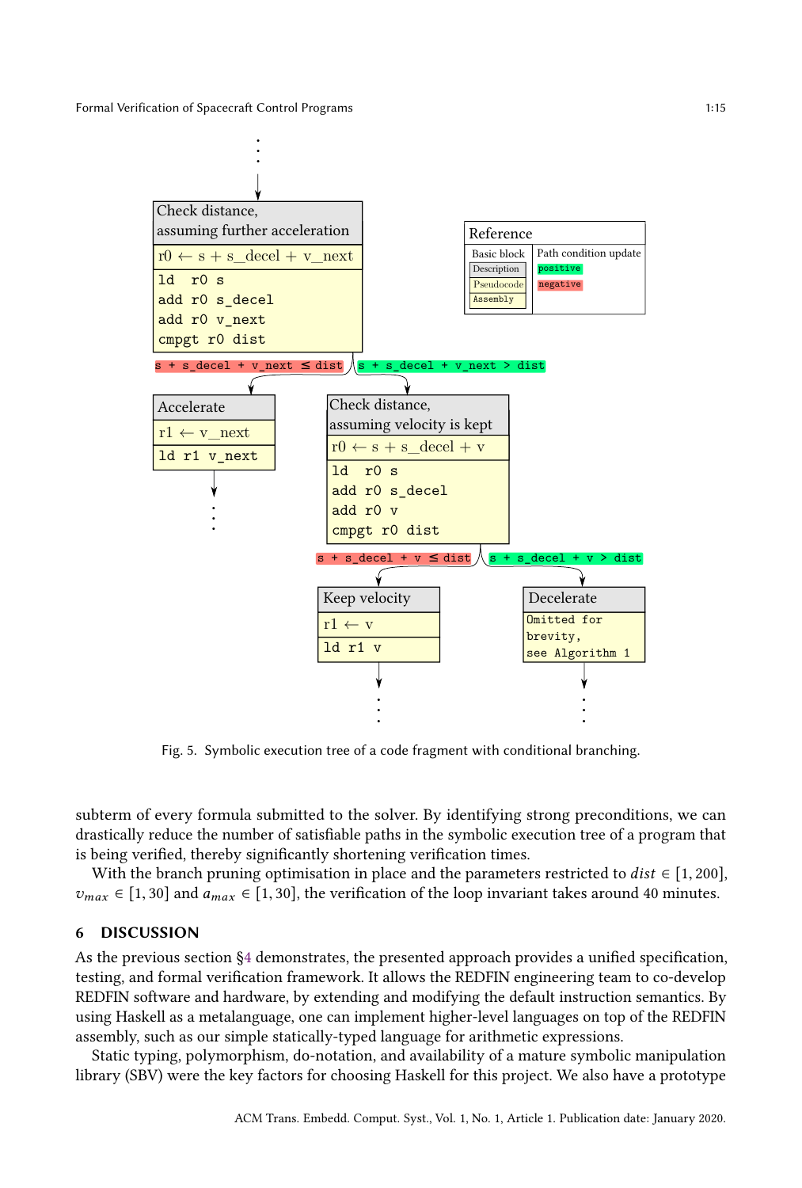Fig. 5. Symbolic execution tree of a code fragment with conditional branching.

subterm of every formula submitted to the solver. By identifying strong preconditions, we can drastically reduce the number of satisfiable paths in the symbolic execution tree of a program that is being verified, thereby significantly shortening verification times.

With the branch pruning optimisation in place and the parameters restricted to $dist \in [1, 200]$, $v_{max} \in [1, 30]$ and $a_{max} \in [1, 30]$, the verification of the loop invariant takes around 40 minutes.

## 6 DISCUSSION

As the previous section §4 demonstrates, the presented approach provides a unified specification, testing, and formal verification framework. It allows the REDFIN engineering team to co-develop REDFIN software and hardware, by extending and modifying the default instruction semantics. By using Haskell as a metalanguage, one can implement higher-level languages on top of the REDFIN assembly, such as our simple statically-typed language for arithmetic expressions.

Static typing, polymorphism, do-notation, and availability of a mature symbolic manipulation library (SBV) were the key factors for choosing Haskell for this project. We also have a prototype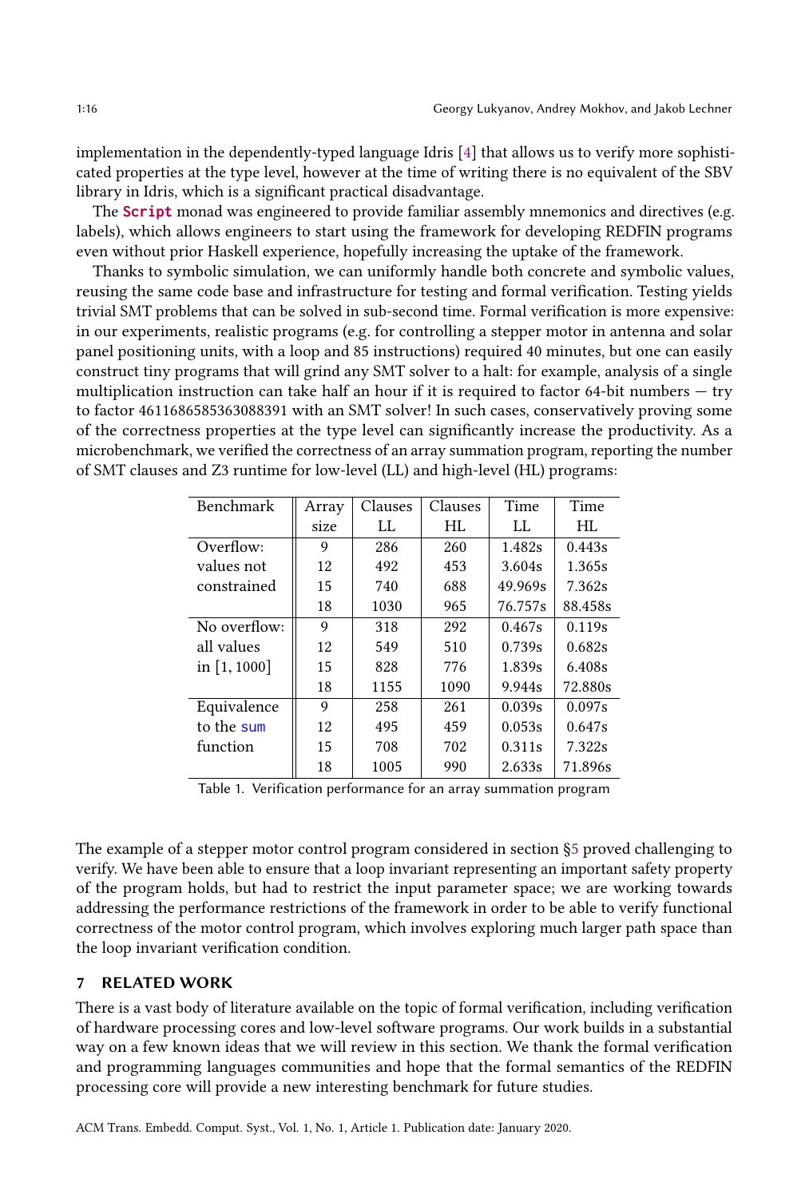implementation in the dependently-typed language Idris [4] that allows us to verify more sophisticated properties at the type level, however at the time of writing there is no equivalent of the SBV library in Idris, which is a significant practical disadvantage.

The **`Script`** monad was engineered to provide familiar assembly mnemonics and directives (e.g. labels), which allows engineers to start using the framework for developing REDFIN programs even without prior Haskell experience, hopefully increasing the uptake of the framework.

Thanks to symbolic simulation, we can uniformly handle both concrete and symbolic values, reusing the same code base and infrastructure for testing and formal verification. Testing yields trivial SMT problems that can be solved in sub-second time. Formal verification is more expensive: in our experiments, realistic programs (e.g. for controlling a stepper motor in antenna and solar panel positioning units, with a loop and 85 instructions) required 40 minutes, but one can easily construct tiny programs that will grind any SMT solver to a halt: for example, analysis of a single multiplication instruction can take half an hour if it is required to factor 64-bit numbers — try to factor 4611686585363088391 with an SMT solver! In such cases, conservatively proving some of the correctness properties at the type level can significantly increase the productivity. As a microbenchmark, we verified the correctness of an array summation program, reporting the number of SMT clauses and Z3 runtime for low-level (LL) and high-level (HL) programs:

| Benchmark | Array size | Clauses LL | Clauses HL | Time LL | Time HL |
|---|---|---|---|---|---|
| Overflow: values not constrained | 9 | 286 | 260 | 1.482s | 0.443s |
| | 12 | 492 | 453 | 3.604s | 1.365s |
| | 15 | 740 | 688 | 49.969s | 7.362s |
| | 18 | 1030 | 965 | 76.757s | 88.458s |
| No overflow: all values in [1, 1000] | 9 | 318 | 292 | 0.467s | 0.119s |
| | 12 | 549 | 510 | 0.739s | 0.682s |
| | 15 | 828 | 776 | 1.839s | 6.408s |
| | 18 | 1155 | 1090 | 9.944s | 72.880s |
| Equivalence to the `sum` function | 9 | 258 | 261 | 0.039s | 0.097s |
| | 12 | 495 | 459 | 0.053s | 0.647s |
| | 15 | 708 | 702 | 0.311s | 7.322s |
| | 18 | 1005 | 990 | 2.633s | 71.896s |

Table 1. Verification performance for an array summation program

The example of a stepper motor control program considered in section §5 proved challenging to verify. We have been able to ensure that a loop invariant representing an important safety property of the program holds, but had to restrict the input parameter space; we are working towards addressing the performance restrictions of the framework in order to be able to verify functional correctness of the motor control program, which involves exploring much larger path space than the loop invariant verification condition.

## 7 RELATED WORK

There is a vast body of literature available on the topic of formal verification, including verification of hardware processing cores and low-level software programs. Our work builds in a substantial way on a few known ideas that we will review in this section. We thank the formal verification and programming languages communities and hope that the formal semantics of the REDFIN processing core will provide a new interesting benchmark for future studies.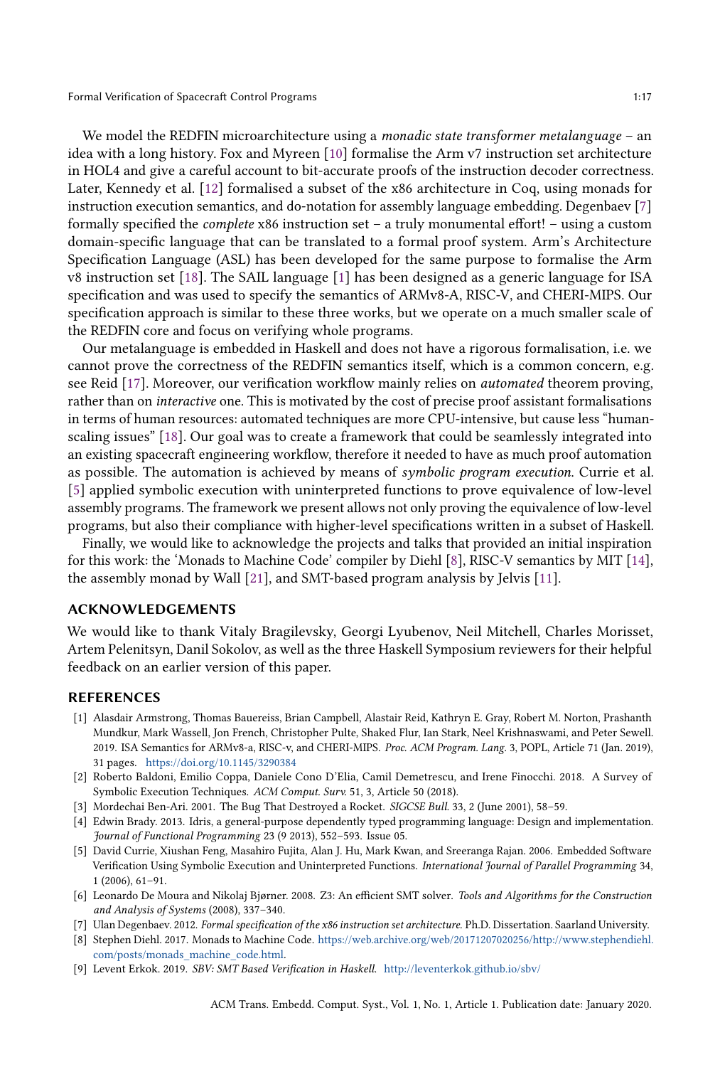We model the REDFIN microarchitecture using a *monadic state transformer metalanguage* – an idea with a long history. Fox and Myreen [10] formalise the Arm v7 instruction set architecture in HOL4 and give a careful account to bit-accurate proofs of the instruction decoder correctness. Later, Kennedy et al. [12] formalised a subset of the x86 architecture in Coq, using monads for instruction execution semantics, and do-notation for assembly language embedding. Degenbaev [7] formally specified the *complete* x86 instruction set – a truly monumental effort! – using a custom domain-specific language that can be translated to a formal proof system. Arm's Architecture Specification Language (ASL) has been developed for the same purpose to formalise the Arm v8 instruction set [18]. The SAIL language [1] has been designed as a generic language for ISA specification and was used to specify the semantics of ARMv8-A, RISC-V, and CHERI-MIPS. Our specification approach is similar to these three works, but we operate on a much smaller scale of the REDFIN core and focus on verifying whole programs.

Our metalanguage is embedded in Haskell and does not have a rigorous formalisation, i.e. we cannot prove the correctness of the REDFIN semantics itself, which is a common concern, e.g. see Reid [17]. Moreover, our verification workflow mainly relies on *automated* theorem proving, rather than on *interactive* one. This is motivated by the cost of precise proof assistant formalisations in terms of human resources: automated techniques are more CPU-intensive, but cause less "human-scaling issues" [18]. Our goal was to create a framework that could be seamlessly integrated into an existing spacecraft engineering workflow, therefore it needed to have as much proof automation as possible. The automation is achieved by means of *symbolic program execution*. Currie et al. [5] applied symbolic execution with uninterpreted functions to prove equivalence of low-level assembly programs. The framework we present allows not only proving the equivalence of low-level programs, but also their compliance with higher-level specifications written in a subset of Haskell.

Finally, we would like to acknowledge the projects and talks that provided an initial inspiration for this work: the 'Monads to Machine Code' compiler by Diehl [8], RISC-V semantics by MIT [14], the assembly monad by Wall [21], and SMT-based program analysis by Jelvis [11].

## ACKNOWLEDGEMENTS

We would like to thank Vitaly Bragilevsky, Georgi Lyubenov, Neil Mitchell, Charles Morisset, Artem Pelenitsyn, Danil Sokolov, as well as the three Haskell Symposium reviewers for their helpful feedback on an earlier version of this paper.

## REFERENCES

[1] Alasdair Armstrong, Thomas Bauereiss, Brian Campbell, Alastair Reid, Kathryn E. Gray, Robert M. Norton, Prashanth Mundkur, Mark Wassell, Jon French, Christopher Pulte, Shaked Flur, Ian Stark, Neel Krishnaswami, and Peter Sewell. 2019. ISA Semantics for ARMv8-a, RISC-v, and CHERI-MIPS. *Proc. ACM Program. Lang.* 3, POPL, Article 71 (Jan. 2019), 31 pages. https://doi.org/10.1145/3290384

[2] Roberto Baldoni, Emilio Coppa, Daniele Cono D'Elia, Camil Demetrescu, and Irene Finocchi. 2018. A Survey of Symbolic Execution Techniques. *ACM Comput. Surv.* 51, 3, Article 50 (2018).

[3] Mordechai Ben-Ari. 2001. The Bug That Destroyed a Rocket. *SIGCSE Bull.* 33, 2 (June 2001), 58–59.

[4] Edwin Brady. 2013. Idris, a general-purpose dependently typed programming language: Design and implementation. *Journal of Functional Programming* 23 (9 2013), 552–593. Issue 05.

[5] David Currie, Xiushan Feng, Masahiro Fujita, Alan J. Hu, Mark Kwan, and Sreeranga Rajan. 2006. Embedded Software Verification Using Symbolic Execution and Uninterpreted Functions. *International Journal of Parallel Programming* 34, 1 (2006), 61–91.

[6] Leonardo De Moura and Nikolaj Bjørner. 2008. Z3: An efficient SMT solver. *Tools and Algorithms for the Construction and Analysis of Systems* (2008), 337–340.

[7] Ulan Degenbaev. 2012. *Formal specification of the x86 instruction set architecture.* Ph.D. Dissertation. Saarland University.

[8] Stephen Diehl. 2017. Monads to Machine Code. https://web.archive.org/web/20171207020256/http://www.stephendiehl.com/posts/monads_machine_code.html.

[9] Levent Erkok. 2019. *SBV: SMT Based Verification in Haskell.* http://leventerkok.github.io/sbv/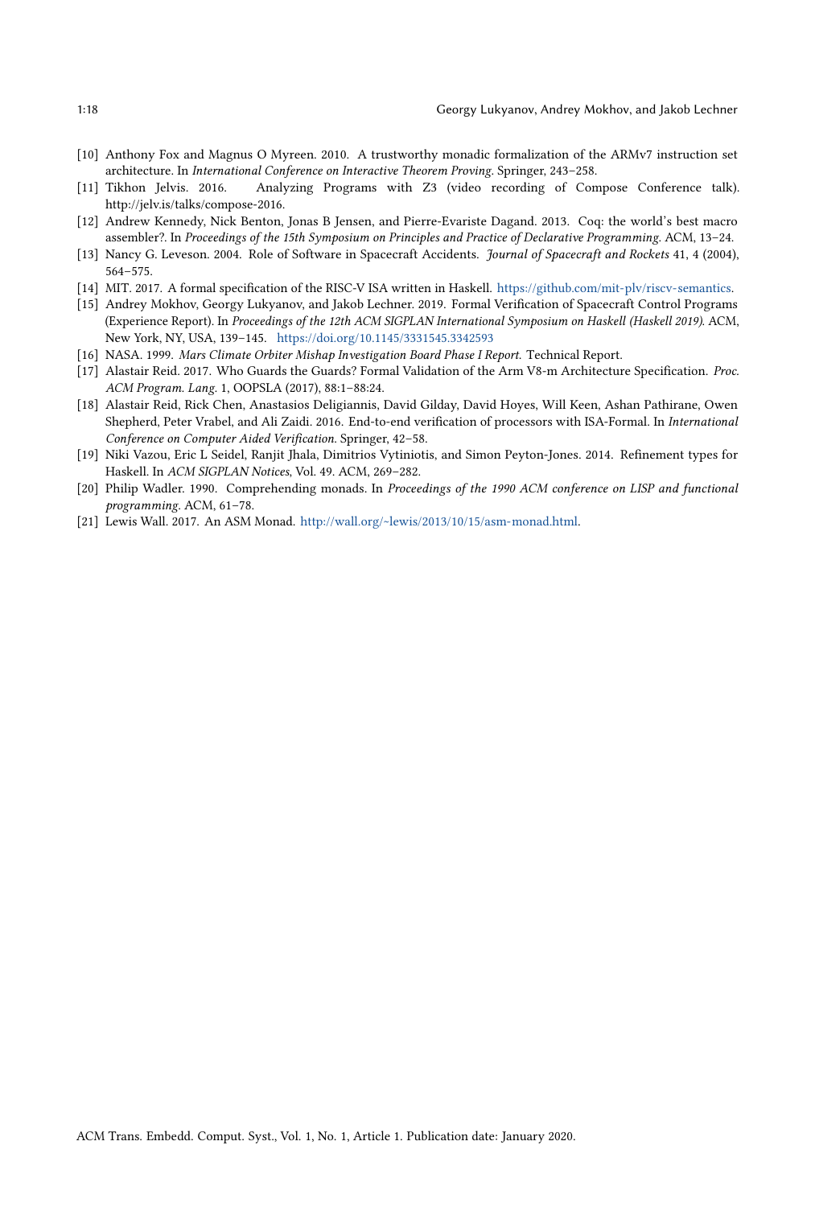[10] Anthony Fox and Magnus O Myreen. 2010. A trustworthy monadic formalization of the ARMv7 instruction set architecture. In *International Conference on Interactive Theorem Proving*. Springer, 243–258.

[11] Tikhon Jelvis. 2016. Analyzing Programs with Z3 (video recording of Compose Conference talk). http://jelv.is/talks/compose-2016.

[12] Andrew Kennedy, Nick Benton, Jonas B Jensen, and Pierre-Evariste Dagand. 2013. Coq: the world's best macro assembler?. In *Proceedings of the 15th Symposium on Principles and Practice of Declarative Programming*. ACM, 13–24.

[13] Nancy G. Leveson. 2004. Role of Software in Spacecraft Accidents. *Journal of Spacecraft and Rockets* 41, 4 (2004), 564–575.

[14] MIT. 2017. A formal specification of the RISC-V ISA written in Haskell. https://github.com/mit-plv/riscv-semantics.

[15] Andrey Mokhov, Georgy Lukyanov, and Jakob Lechner. 2019. Formal Verification of Spacecraft Control Programs (Experience Report). In *Proceedings of the 12th ACM SIGPLAN International Symposium on Haskell (Haskell 2019)*. ACM, New York, NY, USA, 139–145. https://doi.org/10.1145/3331545.3342593

[16] NASA. 1999. *Mars Climate Orbiter Mishap Investigation Board Phase I Report*. Technical Report.

[17] Alastair Reid. 2017. Who Guards the Guards? Formal Validation of the Arm V8-m Architecture Specification. *Proc. ACM Program. Lang.* 1, OOPSLA (2017), 88:1–88:24.

[18] Alastair Reid, Rick Chen, Anastasios Deligiannis, David Gilday, David Hoyes, Will Keen, Ashan Pathirane, Owen Shepherd, Peter Vrabel, and Ali Zaidi. 2016. End-to-end verification of processors with ISA-Formal. In *International Conference on Computer Aided Verification*. Springer, 42–58.

[19] Niki Vazou, Eric L Seidel, Ranjit Jhala, Dimitrios Vytiniotis, and Simon Peyton-Jones. 2014. Refinement types for Haskell. In *ACM SIGPLAN Notices*, Vol. 49. ACM, 269–282.

[20] Philip Wadler. 1990. Comprehending monads. In *Proceedings of the 1990 ACM conference on LISP and functional programming*. ACM, 61–78.

[21] Lewis Wall. 2017. An ASM Monad. http://wall.org/~lewis/2013/10/15/asm-monad.html.